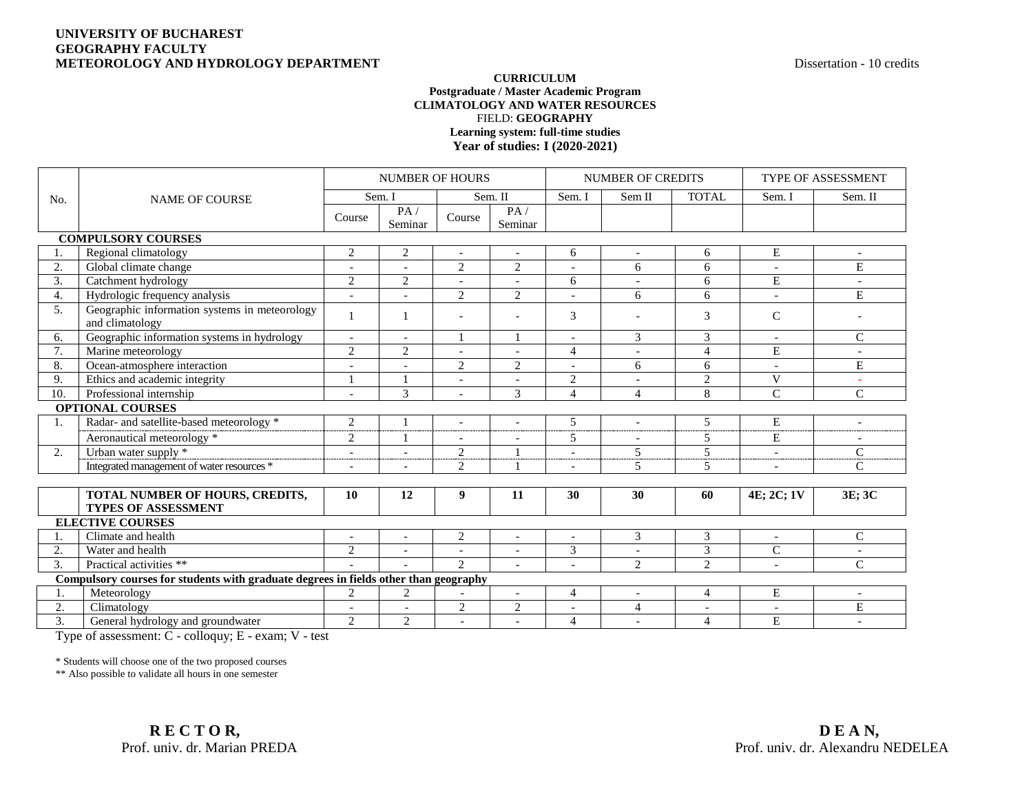**UNIVERSITY OF BUCHAREST**
**GEOGRAPHY FACULTY**
**METEOROLOGY AND HYDROLOGY DEPARTMENT**

Dissertation - 10 credits

**CURRICULUM**
**Postgraduate / Master Academic Program**
**CLIMATOLOGY AND WATER RESOURCES**
FIELD: **GEOGRAPHY**
**Learning system: full-time studies**
**Year of studies: I (2020-2021)**

| No. | NAME OF COURSE | NUMBER OF HOURS | | | | NUMBER OF CREDITS | | | TYPE OF ASSESSMENT | |
|---|---|---|---|---|---|---|---|---|---|---|
| | | Sem. I | | Sem. II | | Sem. I | Sem II | TOTAL | Sem. I | Sem. II |
| | | Course | PA / Seminar | Course | PA / Seminar | | | | | |
| **COMPULSORY COURSES** | | | | | | | | | | |
| 1. | Regional climatology | 2 | 2 | - | - | 6 | - | 6 | E | - |
| 2. | Global climate change | - | - | 2 | 2 | - | 6 | 6 | - | E |
| 3. | Catchment hydrology | 2 | 2 | - | - | 6 | - | 6 | E | - |
| 4. | Hydrologic frequency analysis | - | - | 2 | 2 | - | 6 | 6 | - | E |
| 5. | Geographic information systems in meteorology and climatology | 1 | 1 | - | - | 3 | - | 3 | C | - |
| 6. | Geographic information systems in hydrology | - | - | 1 | 1 | - | 3 | 3 | - | C |
| 7. | Marine meteorology | 2 | 2 | - | - | 4 | - | 4 | E | - |
| 8. | Ocean-atmosphere interaction | - | - | 2 | 2 | - | 6 | 6 | - | E |
| 9. | Ethics and academic integrity | 1 | 1 | - | - | 2 | - | 2 | V | - |
| 10. | Professional internship | - | 3 | - | 3 | 4 | 4 | 8 | C | C |
| **OPTIONAL COURSES** | | | | | | | | | | |
| 1. | Radar- and satellite-based meteorology * | 2 | 1 | - | - | 5 | - | 5 | E | - |
| | Aeronautical meteorology * | 2 | 1 | - | - | 5 | - | 5 | E | - |
| 2. | Urban water supply * | - | - | 2 | 1 | - | 5 | 5 | - | C |
| | Integrated management of water resources * | - | - | 2 | 1 | - | 5 | 5 | - | C |
| | **TOTAL NUMBER OF HOURS, CREDITS, TYPES OF ASSESSMENT** | **10** | **12** | **9** | **11** | **30** | **30** | **60** | **4E; 2C; 1V** | **3E; 3C** |
| **ELECTIVE COURSES** | | | | | | | | | | |
| 1. | Climate and health | - | - | 2 | - | - | 3 | 3 | - | C |
| 2. | Water and health | 2 | - | - | - | 3 | - | 3 | C | - |
| 3. | Practical activities ** | - | - | 2 | - | - | 2 | 2 | - | C |
| **Compulsory courses for students with graduate degrees in fields other than geography** | | | | | | | | | | |
| 1. | Meteorology | 2 | 2 | - | - | 4 | - | 4 | E | - |
| 2. | Climatology | - | - | 2 | 2 | - | 4 | - | - | E |
| 3. | General hydrology and groundwater | 2 | 2 | - | - | 4 | - | 4 | E | - |

Type of assessment: C - colloquy; E - exam; V - test

\* Students will choose one of the two proposed courses
** Also possible to validate all hours in one semester

**R E C T O R,**
Prof. univ. dr. Marian PREDA

**D E A N,**
Prof. univ. dr. Alexandru NEDELEA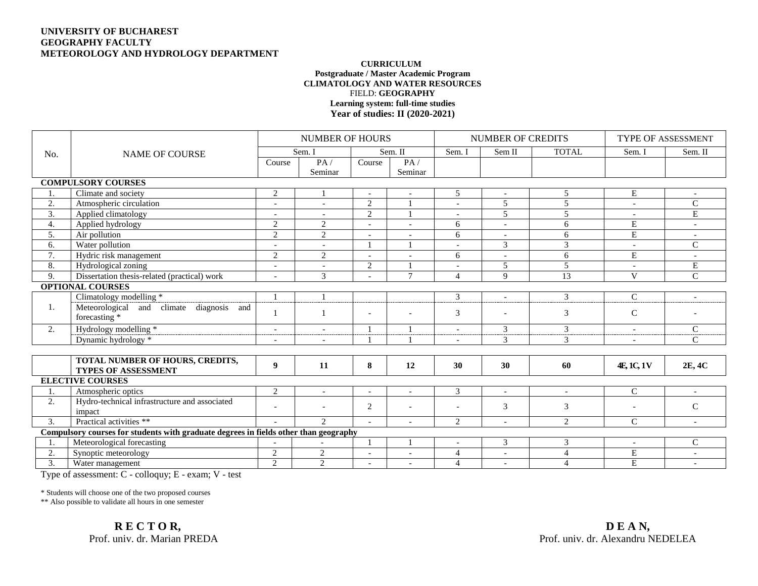**UNIVERSITY OF BUCHAREST**
**GEOGRAPHY FACULTY**
**METEOROLOGY AND HYDROLOGY DEPARTMENT**

**CURRICULUM**
**Postgraduate / Master Academic Program**
**CLIMATOLOGY AND WATER RESOURCES**
FIELD: **GEOGRAPHY**
**Learning system: full-time studies**
**Year of studies: II (2020-2021)**

| No. | NAME OF COURSE | NUMBER OF HOURS | | | | NUMBER OF CREDITS | | | TYPE OF ASSESSMENT | |
|---|---|---|---|---|---|---|---|---|---|---|
| | | Sem. I | | Sem. II | | Sem. I | Sem II | TOTAL | Sem. I | Sem. II |
| | | Course | PA / Seminar | Course | PA / Seminar | | | | | |
| **COMPULSORY COURSES** | | | | | | | | | | |
| 1. | Climate and society | 2 | 1 | - | - | 5 | - | 5 | E | - |
| 2. | Atmospheric circulation | - | - | 2 | 1 | - | 5 | 5 | - | C |
| 3. | Applied climatology | - | - | 2 | 1 | - | 5 | 5 | - | E |
| 4. | Applied hydrology | 2 | 2 | - | - | 6 | - | 6 | E | - |
| 5. | Air pollution | 2 | 2 | - | - | 6 | - | 6 | E | - |
| 6. | Water pollution | - | - | 1 | 1 | - | 3 | 3 | - | C |
| 7. | Hydric risk management | 2 | 2 | - | - | 6 | - | 6 | E | - |
| 8. | Hydrological zoning | - | - | 2 | 1 | - | 5 | 5 | - | E |
| 9. | Dissertation thesis-related (practical) work | - | 3 | - | 7 | 4 | 9 | 13 | V | C |
| **OPTIONAL COURSES** | | | | | | | | | | |
| 1. | Climatology modelling * | 1 | 1 | | | 3 | - | 3 | C | - |
| | Meteorological and climate diagnosis and forecasting * | 1 | 1 | - | - | 3 | - | 3 | C | - |
| 2. | Hydrology modelling * | - | - | 1 | 1 | - | 3 | 3 | - | C |
| | Dynamic hydrology * | - | - | 1 | 1 | - | 3 | 3 | - | C |
| | **TOTAL NUMBER OF HOURS, CREDITS, TYPES OF ASSESSMENT** | **9** | **11** | **8** | **12** | **30** | **30** | **60** | **4E, 1C, 1V** | **2E, 4C** |
| **ELECTIVE COURSES** | | | | | | | | | | |
| 1. | Atmospheric optics | 2 | - | - | - | 3 | - | - | C | - |
| 2. | Hydro-technical infrastructure and associated impact | - | - | 2 | - | - | 3 | 3 | - | C |
| 3. | Practical activities ** | - | 2 | - | - | 2 | - | 2 | C | - |
| **Compulsory courses for students with graduate degrees in fields other than geography** | | | | | | | | | | |
| 1. | Meteorological forecasting | - | - | 1 | 1 | - | 3 | 3 | - | C |
| 2. | Synoptic meteorology | 2 | 2 | - | - | 4 | - | 4 | E | - |
| 3. | Water management | 2 | 2 | - | - | 4 | - | 4 | E | - |

Type of assessment: C - colloquy; E - exam; V - test

\* Students will choose one of the two proposed courses
\*\* Also possible to validate all hours in one semester

**R E C T O R,**
Prof. univ. dr. Marian PREDA

**D E A N,**
Prof. univ. dr. Alexandru NEDELEA